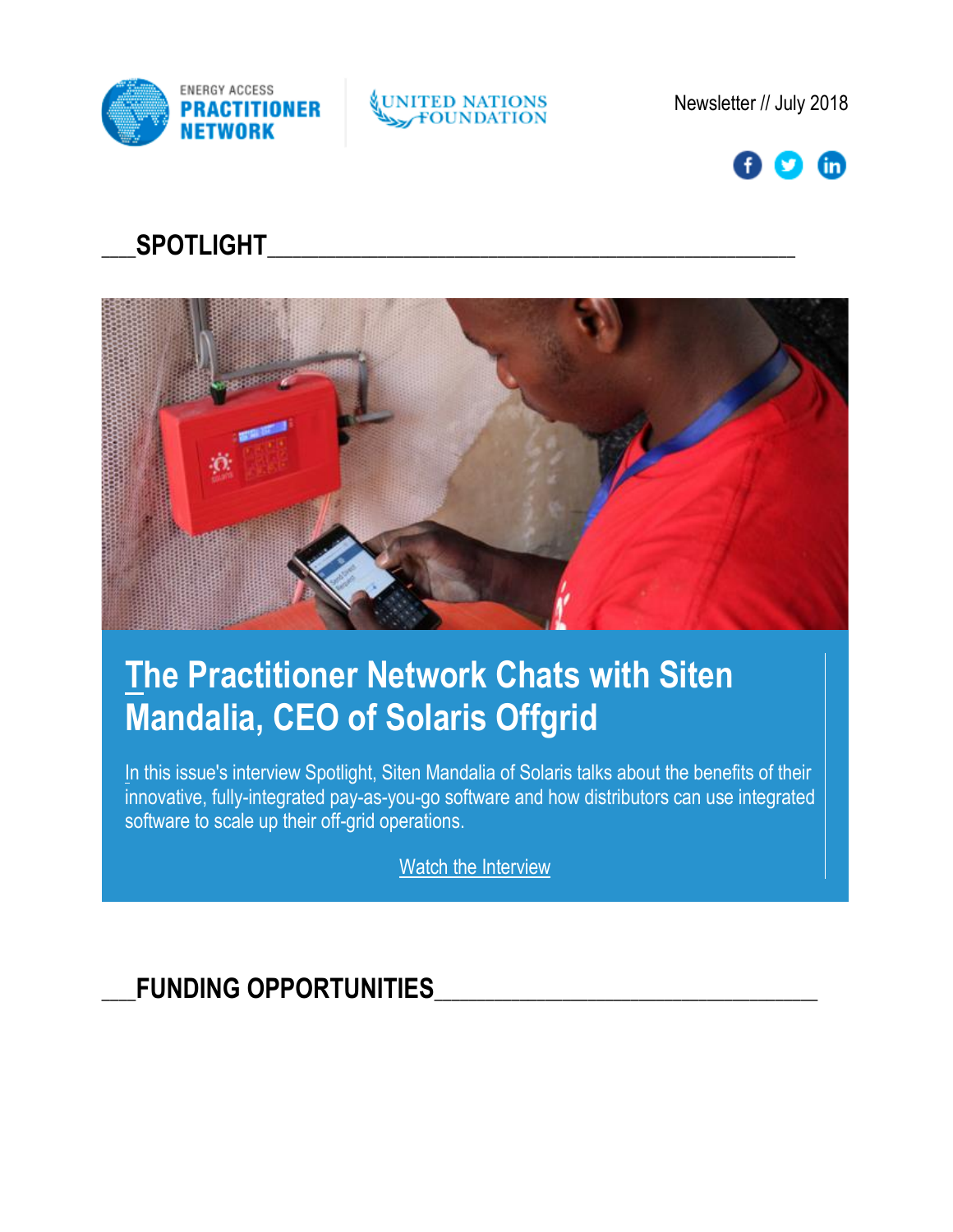ENERGY ACCESS PRACTITIONER NETWORK

UNITED NATIONS FOUNDATION

Newsletter // July 2018

## ___SPOTLIGHT___

## The Practitioner Network Chats with Siten Mandalia, CEO of Solaris Offgrid

In this issue's interview Spotlight, Siten Mandalia of Solaris talks about the benefits of their innovative, fully-integrated pay-as-you-go software and how distributors can use integrated software to scale up their off-grid operations.

Watch the Interview

## ___FUNDING OPPORTUNITIES___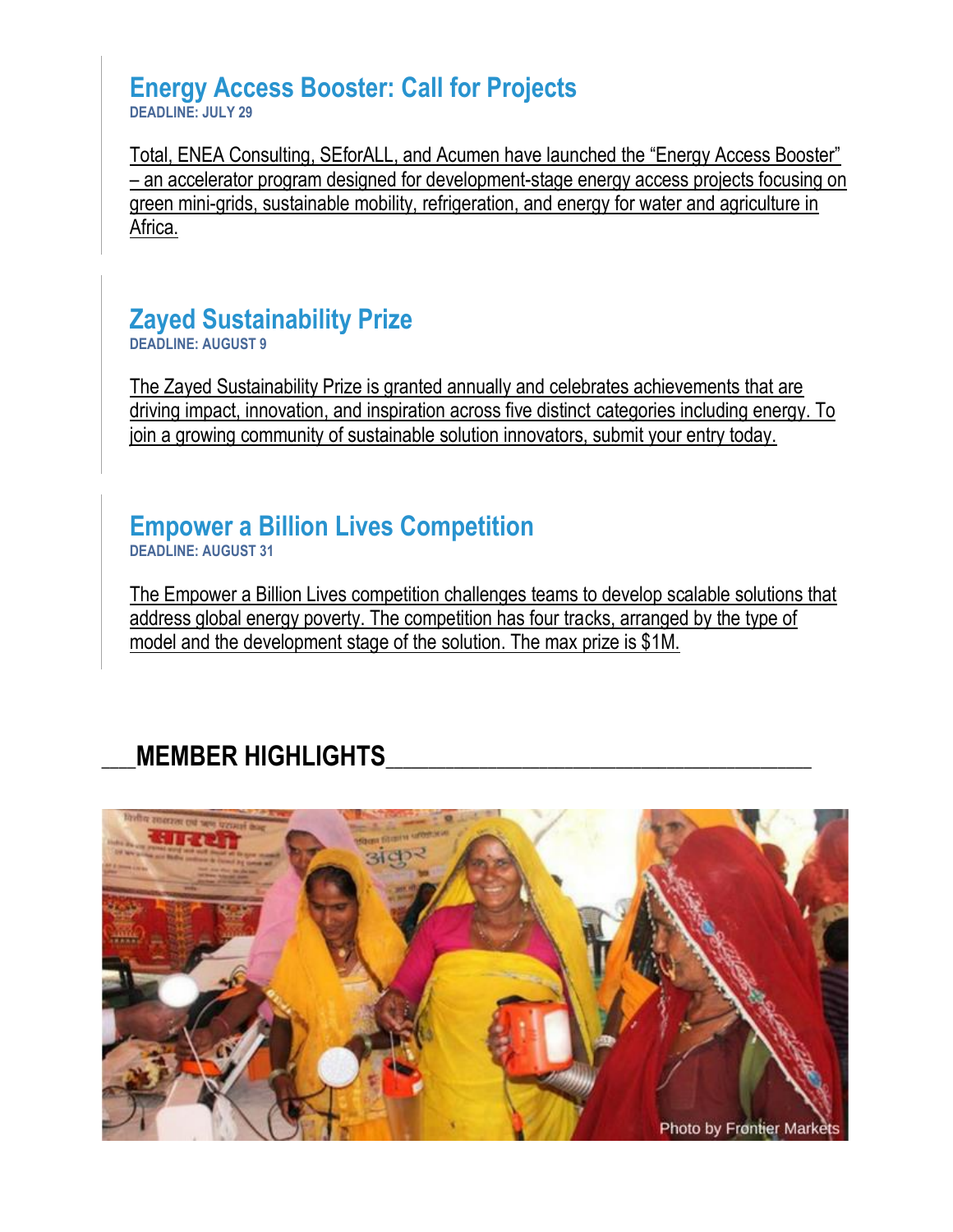## Energy Access Booster: Call for Projects

**DEADLINE: JULY 29**

Total, ENEA Consulting, SEforALL, and Acumen have launched the "Energy Access Booster" – an accelerator program designed for development-stage energy access projects focusing on green mini-grids, sustainable mobility, refrigeration, and energy for water and agriculture in Africa.

## Zayed Sustainability Prize

**DEADLINE: AUGUST 9**

The Zayed Sustainability Prize is granted annually and celebrates achievements that are driving impact, innovation, and inspiration across five distinct categories including energy. To join a growing community of sustainable solution innovators, submit your entry today.

## Empower a Billion Lives Competition

**DEADLINE: AUGUST 31**

The Empower a Billion Lives competition challenges teams to develop scalable solutions that address global energy poverty. The competition has four tracks, arranged by the type of model and the development stage of the solution. The max prize is $1M.

# MEMBER HIGHLIGHTS

Photo by Frontier Markets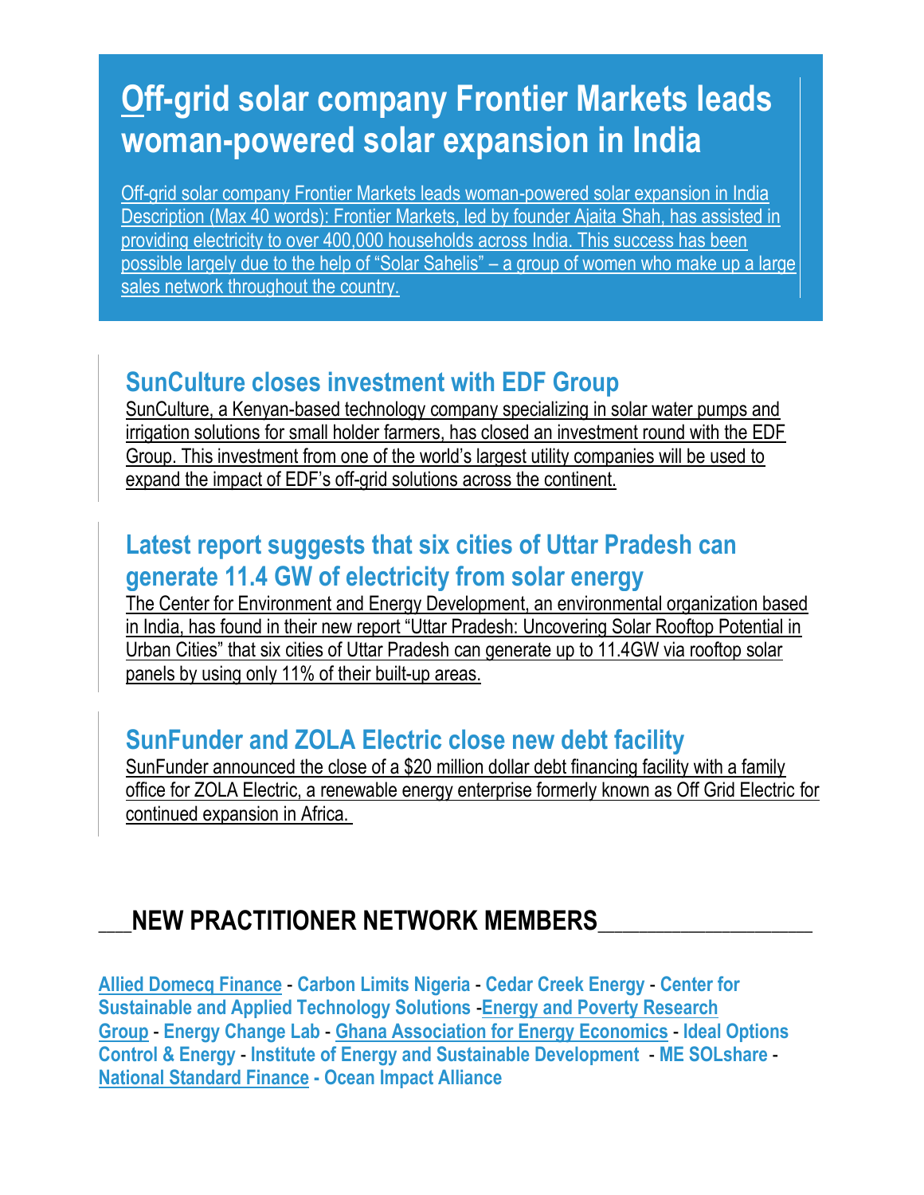# Off-grid solar company Frontier Markets leads woman-powered solar expansion in India

Off-grid solar company Frontier Markets leads woman-powered solar expansion in India Description (Max 40 words): Frontier Markets, led by founder Ajaita Shah, has assisted in providing electricity to over 400,000 households across India. This success has been possible largely due to the help of "Solar Sahelis" – a group of women who make up a large sales network throughout the country.

## SunCulture closes investment with EDF Group

SunCulture, a Kenyan-based technology company specializing in solar water pumps and irrigation solutions for small holder farmers, has closed an investment round with the EDF Group. This investment from one of the world's largest utility companies will be used to expand the impact of EDF's off-grid solutions across the continent.

## Latest report suggests that six cities of Uttar Pradesh can generate 11.4 GW of electricity from solar energy

The Center for Environment and Energy Development, an environmental organization based in India, has found in their new report "Uttar Pradesh: Uncovering Solar Rooftop Potential in Urban Cities" that six cities of Uttar Pradesh can generate up to 11.4GW via rooftop solar panels by using only 11% of their built-up areas.

## SunFunder and ZOLA Electric close new debt facility

SunFunder announced the close of a $20 million dollar debt financing facility with a family office for ZOLA Electric, a renewable energy enterprise formerly known as Off Grid Electric for continued expansion in Africa.

## NEW PRACTITIONER NETWORK MEMBERS

**Allied Domecq Finance** - **Carbon Limits Nigeria** - **Cedar Creek Energy** - **Center for Sustainable and Applied Technology Solutions** - **Energy and Poverty Research Group** - **Energy Change Lab** - **Ghana Association for Energy Economics** - **Ideal Options Control & Energy** - **Institute of Energy and Sustainable Development** - **ME SOLshare** - **National Standard Finance** - **Ocean Impact Alliance**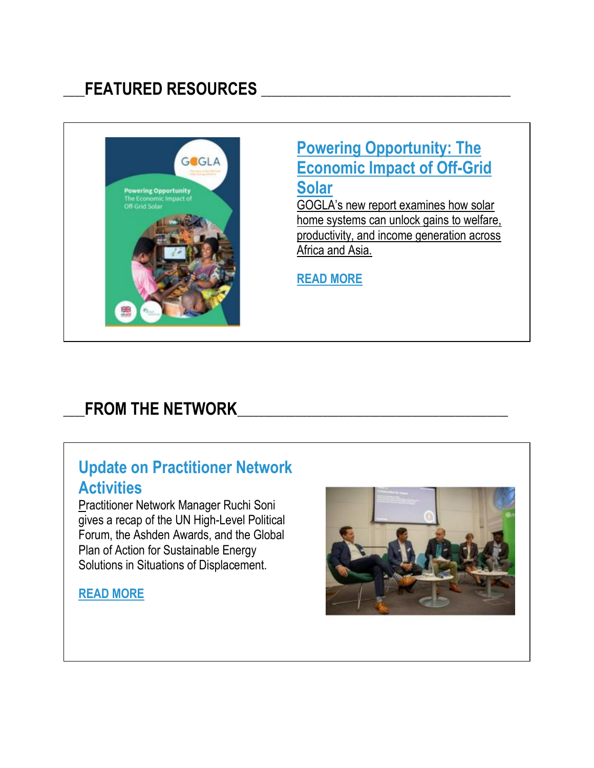## FEATURED RESOURCES

### Powering Opportunity: The Economic Impact of Off-Grid Solar

GOGLA's new report examines how solar home systems can unlock gains to welfare, productivity, and income generation across Africa and Asia.

READ MORE

## FROM THE NETWORK

### Update on Practitioner Network Activities

Practitioner Network Manager Ruchi Soni gives a recap of the UN High-Level Political Forum, the Ashden Awards, and the Global Plan of Action for Sustainable Energy Solutions in Situations of Displacement.

READ MORE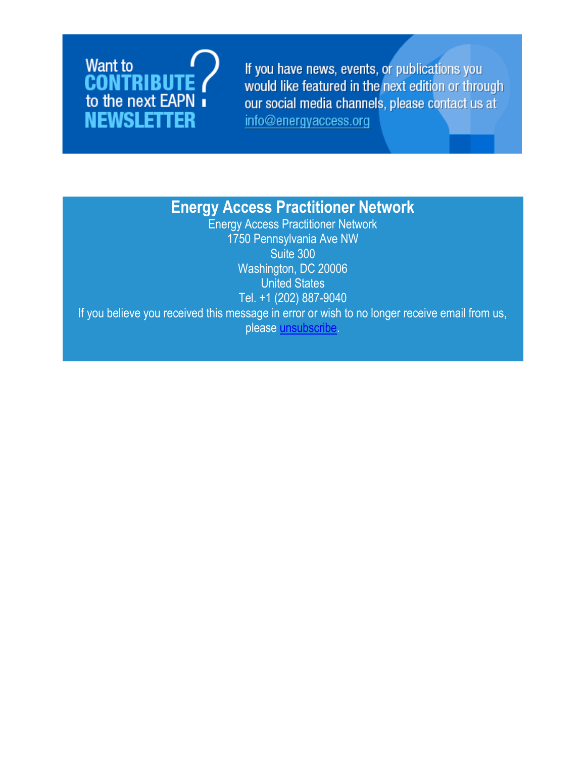Want to **CONTRIBUTE** to the next EAPN **NEWSLETTER**?

If you have news, events, or publications you would like featured in the next edition or through our social media channels, please contact us at info@energyaccess.org

## Energy Access Practitioner Network

Energy Access Practitioner Network
1750 Pennsylvania Ave NW
Suite 300
Washington, DC 20006
United States
Tel. +1 (202) 887-9040

If you believe you received this message in error or wish to no longer receive email from us, please unsubscribe.